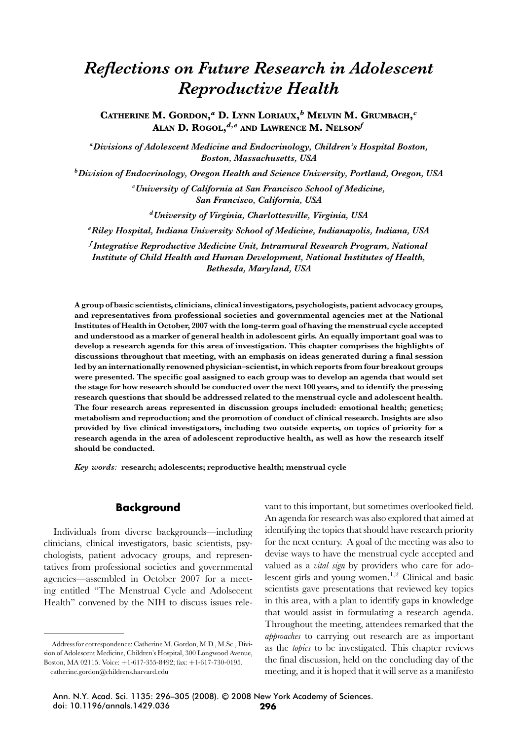# *Reflections on Future Research in Adolescent Reproductive Health*

**CATHERINE M. GORDON,[a] D. LYNN LORIAUX,[b] MELVIN M. GRUMBACH,[c] ALAN D. ROGOL,[d,e] AND LAWRENCE M. NELSON[f]**

*[a]Divisions of Adolescent Medicine and Endocrinology, Children's Hospital Boston, Boston, Massachusetts, USA*

*[b]Division of Endocrinology, Oregon Health and Science University, Portland, Oregon, USA*

*[c]University of California at San Francisco School of Medicine, San Francisco, California, USA*

*[d]University of Virginia, Charlottesville, Virginia, USA*

*[e]Riley Hospital, Indiana University School of Medicine, Indianapolis, Indiana, USA*

*[f]Integrative Reproductive Medicine Unit, Intramural Research Program, National Institute of Child Health and Human Development, National Institutes of Health, Bethesda, Maryland, USA*

**A group of basic scientists, clinicians, clinical investigators, psychologists, patient advocacy groups, and representatives from professional societies and governmental agencies met at the National Institutes of Health in October, 2007 with the long-term goal of having the menstrual cycle accepted and understood as a marker of general health in adolescent girls. An equally important goal was to develop a research agenda for this area of investigation. This chapter comprises the highlights of discussions throughout that meeting, with an emphasis on ideas generated during a final session led by an internationally renowned physician–scientist, in which reports from four breakout groups were presented. The specific goal assigned to each group was to develop an agenda that would set the stage for how research should be conducted over the next 100 years, and to identify the pressing research questions that should be addressed related to the menstrual cycle and adolescent health. The four research areas represented in discussion groups included: emotional health; genetics; metabolism and reproduction; and the promotion of conduct of clinical research. Insights are also provided by five clinical investigators, including two outside experts, on topics of priority for a research agenda in the area of adolescent reproductive health, as well as how the research itself should be conducted.**

*Key words:* **research; adolescents; reproductive health; menstrual cycle**

## Background

Individuals from diverse backgrounds—including clinicians, clinical investigators, basic scientists, psychologists, patient advocacy groups, and representatives from professional societies and governmental agencies—assembled in October 2007 for a meeting entitled "The Menstrual Cycle and Adolsecent Health" convened by the NIH to discuss issues relevant to this important, but sometimes overlooked field. An agenda for research was also explored that aimed at identifying the topics that should have research priority for the next century. A goal of the meeting was also to devise ways to have the menstrual cycle accepted and valued as a *vital sign* by providers who care for adolescent girls and young women.[1,2] Clinical and basic scientists gave presentations that reviewed key topics in this area, with a plan to identify gaps in knowledge that would assist in formulating a research agenda. Throughout the meeting, attendees remarked that the *approaches* to carrying out research are as important as the *topics* to be investigated. This chapter reviews the final discussion, held on the concluding day of the meeting, and it is hoped that it will serve as a manifesto

Address for correspondence: Catherine M. Gordon, M.D., M.Sc., Division of Adolescent Medicine, Children's Hospital, 300 Longwood Avenue, Boston, MA 02115. Voice: +1-617-355-8492; fax: +1-617-730-0195. catherine.gordon@childrens.harvard.edu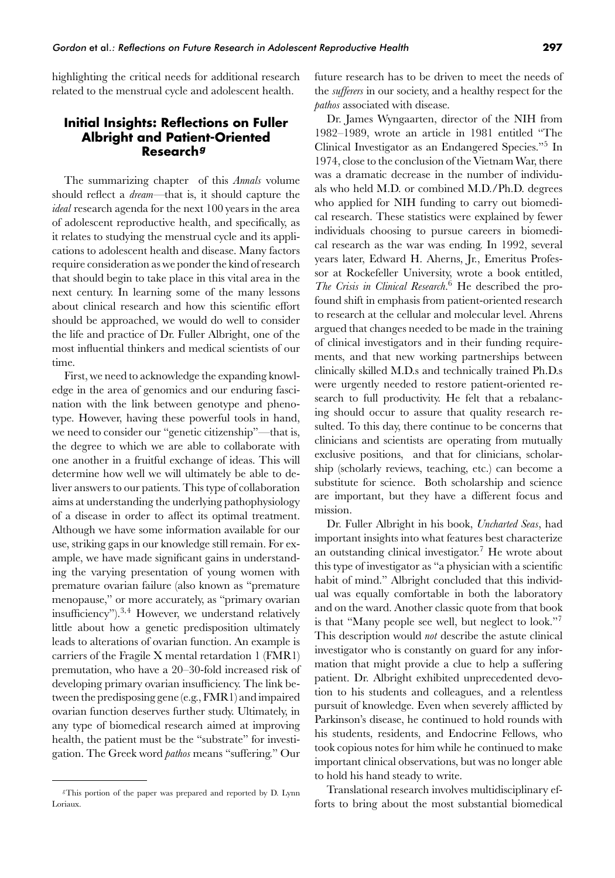highlighting the critical needs for additional research related to the menstrual cycle and adolescent health.

## Initial Insights: Reflections on Fuller Albright and Patient-Oriented Research[g]

The summarizing chapter of this *Annals* volume should reflect a *dream*—that is, it should capture the *ideal* research agenda for the next 100 years in the area of adolescent reproductive health, and specifically, as it relates to studying the menstrual cycle and its applications to adolescent health and disease. Many factors require consideration as we ponder the kind of research that should begin to take place in this vital area in the next century. In learning some of the many lessons about clinical research and how this scientific effort should be approached, we would do well to consider the life and practice of Dr. Fuller Albright, one of the most influential thinkers and medical scientists of our time.

First, we need to acknowledge the expanding knowledge in the area of genomics and our enduring fascination with the link between genotype and phenotype. However, having these powerful tools in hand, we need to consider our "genetic citizenship"—that is, the degree to which we are able to collaborate with one another in a fruitful exchange of ideas. This will determine how well we will ultimately be able to deliver answers to our patients. This type of collaboration aims at understanding the underlying pathophysiology of a disease in order to affect its optimal treatment. Although we have some information available for our use, striking gaps in our knowledge still remain. For example, we have made significant gains in understanding the varying presentation of young women with premature ovarian failure (also known as "premature menopause," or more accurately, as "primary ovarian insufficiency").[3,4] However, we understand relatively little about how a genetic predisposition ultimately leads to alterations of ovarian function. An example is carriers of the Fragile X mental retardation 1 (FMR1) premutation, who have a 20–30-fold increased risk of developing primary ovarian insufficiency. The link between the predisposing gene (e.g., FMR1) and impaired ovarian function deserves further study. Ultimately, in any type of biomedical research aimed at improving health, the patient must be the "substrate" for investigation. The Greek word *pathos* means "suffering." Our future research has to be driven to meet the needs of the *sufferers* in our society, and a healthy respect for the *pathos* associated with disease.

Dr. James Wyngaarten, director of the NIH from 1982–1989, wrote an article in 1981 entitled "The Clinical Investigator as an Endangered Species."[5] In 1974, close to the conclusion of the Vietnam War, there was a dramatic decrease in the number of individuals who held M.D. or combined M.D./Ph.D. degrees who applied for NIH funding to carry out biomedical research. These statistics were explained by fewer individuals choosing to pursue careers in biomedical research as the war was ending. In 1992, several years later, Edward H. Aherns, Jr., Emeritus Professor at Rockefeller University, wrote a book entitled, *The Crisis in Clinical Research*.[6] He described the profound shift in emphasis from patient-oriented research to research at the cellular and molecular level. Ahrens argued that changes needed to be made in the training of clinical investigators and in their funding requirements, and that new working partnerships between clinically skilled M.D.s and technically trained Ph.D.s were urgently needed to restore patient-oriented research to full productivity. He felt that a rebalancing should occur to assure that quality research resulted. To this day, there continue to be concerns that clinicians and scientists are operating from mutually exclusive positions, and that for clinicians, scholarship (scholarly reviews, teaching, etc.) can become a substitute for science. Both scholarship and science are important, but they have a different focus and mission.

Dr. Fuller Albright in his book, *Uncharted Seas*, had important insights into what features best characterize an outstanding clinical investigator.[7] He wrote about this type of investigator as "a physician with a scientific habit of mind." Albright concluded that this individual was equally comfortable in both the laboratory and on the ward. Another classic quote from that book is that "Many people see well, but neglect to look."[7] This description would *not* describe the astute clinical investigator who is constantly on guard for any information that might provide a clue to help a suffering patient. Dr. Albright exhibited unprecedented devotion to his students and colleagues, and a relentless pursuit of knowledge. Even when severely afflicted by Parkinson's disease, he continued to hold rounds with his students, residents, and Endocrine Fellows, who took copious notes for him while he continued to make important clinical observations, but was no longer able to hold his hand steady to write.

Translational research involves multidisciplinary efforts to bring about the most substantial biomedical

[g]This portion of the paper was prepared and reported by D. Lynn Loriaux.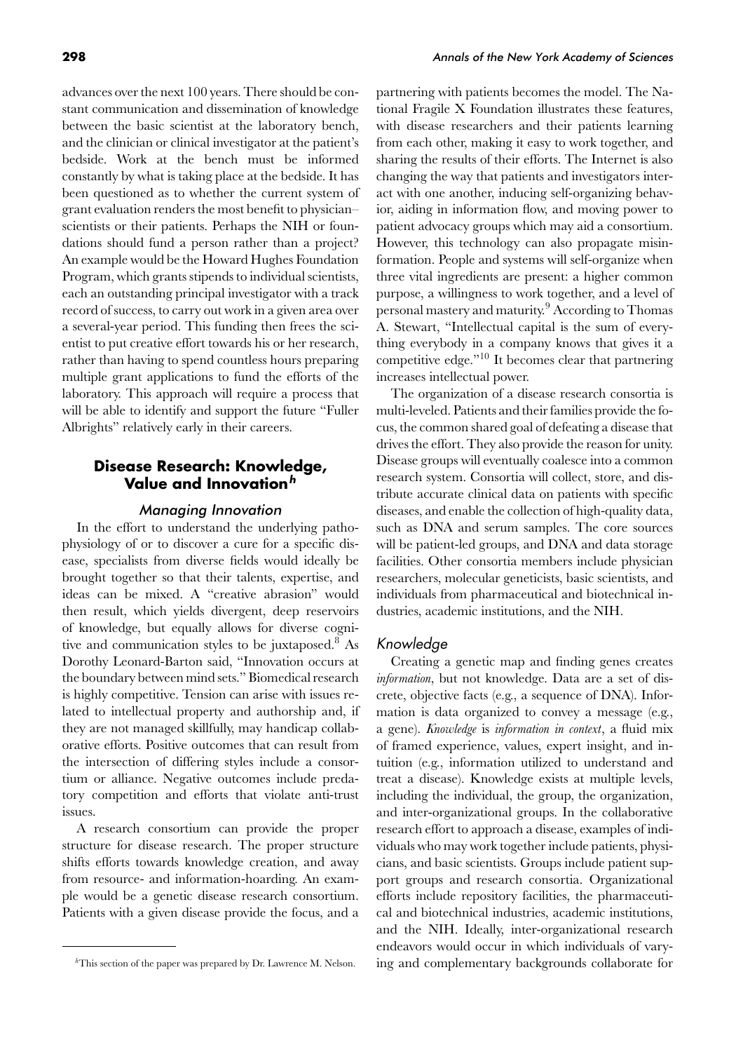advances over the next 100 years. There should be constant communication and dissemination of knowledge between the basic scientist at the laboratory bench, and the clinician or clinical investigator at the patient's bedside. Work at the bench must be informed constantly by what is taking place at the bedside. It has been questioned as to whether the current system of grant evaluation renders the most benefit to physician–scientists or their patients. Perhaps the NIH or foundations should fund a person rather than a project? An example would be the Howard Hughes Foundation Program, which grants stipends to individual scientists, each an outstanding principal investigator with a track record of success, to carry out work in a given area over a several-year period. This funding then frees the scientist to put creative effort towards his or her research, rather than having to spend countless hours preparing multiple grant applications to fund the efforts of the laboratory. This approach will require a process that will be able to identify and support the future "Fuller Albrights" relatively early in their careers.

## Disease Research: Knowledge, Value and Innovation[h]

### Managing Innovation

In the effort to understand the underlying pathophysiology of or to discover a cure for a specific disease, specialists from diverse fields would ideally be brought together so that their talents, expertise, and ideas can be mixed. A "creative abrasion" would then result, which yields divergent, deep reservoirs of knowledge, but equally allows for diverse cognitive and communication styles to be juxtaposed.[8] As Dorothy Leonard-Barton said, "Innovation occurs at the boundary between mind sets." Biomedical research is highly competitive. Tension can arise with issues related to intellectual property and authorship and, if they are not managed skillfully, may handicap collaborative efforts. Positive outcomes that can result from the intersection of differing styles include a consortium or alliance. Negative outcomes include predatory competition and efforts that violate anti-trust issues.

A research consortium can provide the proper structure for disease research. The proper structure shifts efforts towards knowledge creation, and away from resource- and information-hoarding. An example would be a genetic disease research consortium. Patients with a given disease provide the focus, and a partnering with patients becomes the model. The National Fragile X Foundation illustrates these features, with disease researchers and their patients learning from each other, making it easy to work together, and sharing the results of their efforts. The Internet is also changing the way that patients and investigators interact with one another, inducing self-organizing behavior, aiding in information flow, and moving power to patient advocacy groups which may aid a consortium. However, this technology can also propagate misinformation. People and systems will self-organize when three vital ingredients are present: a higher common purpose, a willingness to work together, and a level of personal mastery and maturity.[9] According to Thomas A. Stewart, "Intellectual capital is the sum of everything everybody in a company knows that gives it a competitive edge."[10] It becomes clear that partnering increases intellectual power.

The organization of a disease research consortia is multi-leveled. Patients and their families provide the focus, the common shared goal of defeating a disease that drives the effort. They also provide the reason for unity. Disease groups will eventually coalesce into a common research system. Consortia will collect, store, and distribute accurate clinical data on patients with specific diseases, and enable the collection of high-quality data, such as DNA and serum samples. The core sources will be patient-led groups, and DNA and data storage facilities. Other consortia members include physician researchers, molecular geneticists, basic scientists, and individuals from pharmaceutical and biotechnical industries, academic institutions, and the NIH.

### Knowledge

Creating a genetic map and finding genes creates *information*, but not knowledge. Data are a set of discrete, objective facts (e.g., a sequence of DNA). Information is data organized to convey a message (e.g., a gene). *Knowledge* is *information in context*, a fluid mix of framed experience, values, expert insight, and intuition (e.g., information utilized to understand and treat a disease). Knowledge exists at multiple levels, including the individual, the group, the organization, and inter-organizational groups. In the collaborative research effort to approach a disease, examples of individuals who may work together include patients, physicians, and basic scientists. Groups include patient support groups and research consortia. Organizational efforts include repository facilities, the pharmaceutical and biotechnical industries, academic institutions, and the NIH. Ideally, inter-organizational research endeavors would occur in which individuals of varying and complementary backgrounds collaborate for

[h]This section of the paper was prepared by Dr. Lawrence M. Nelson.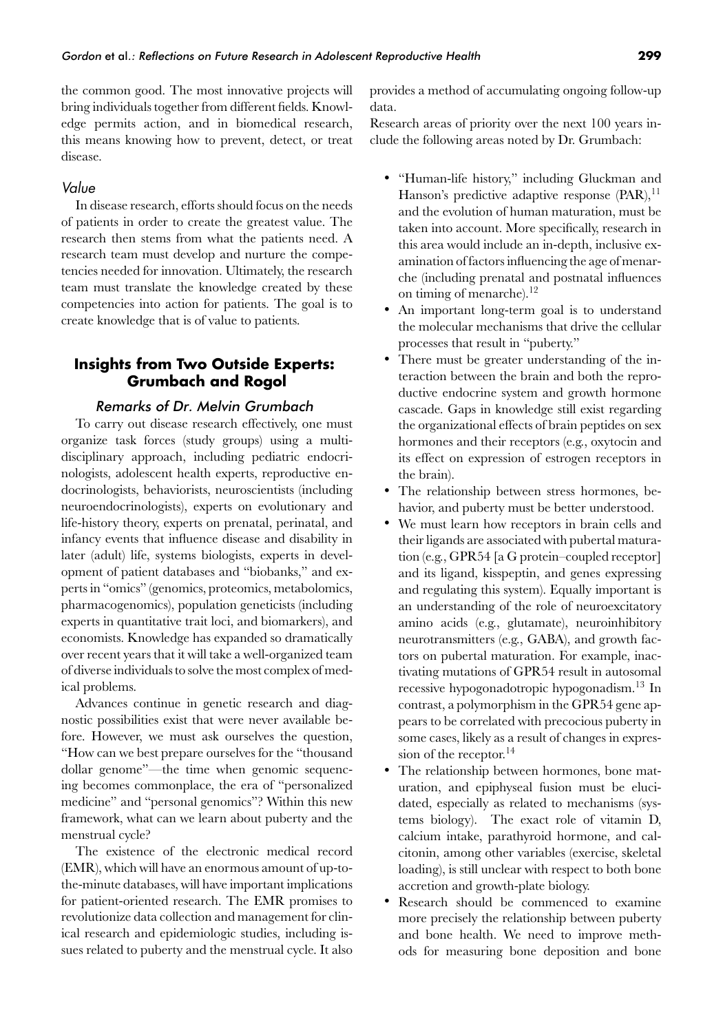the common good. The most innovative projects will bring individuals together from different fields. Knowledge permits action, and in biomedical research, this means knowing how to prevent, detect, or treat disease.

### Value

In disease research, efforts should focus on the needs of patients in order to create the greatest value. The research then stems from what the patients need. A research team must develop and nurture the competencies needed for innovation. Ultimately, the research team must translate the knowledge created by these competencies into action for patients. The goal is to create knowledge that is of value to patients.

## Insights from Two Outside Experts: Grumbach and Rogol

### Remarks of Dr. Melvin Grumbach

To carry out disease research effectively, one must organize task forces (study groups) using a multidisciplinary approach, including pediatric endocrinologists, adolescent health experts, reproductive endocrinologists, behaviorists, neuroscientists (including neuroendocrinologists), experts on evolutionary and life-history theory, experts on prenatal, perinatal, and infancy events that influence disease and disability in later (adult) life, systems biologists, experts in development of patient databases and "biobanks," and experts in "omics" (genomics, proteomics, metabolomics, pharmacogenomics), population geneticists (including experts in quantitative trait loci, and biomarkers), and economists. Knowledge has expanded so dramatically over recent years that it will take a well-organized team of diverse individuals to solve the most complex of medical problems.

Advances continue in genetic research and diagnostic possibilities exist that were never available before. However, we must ask ourselves the question, "How can we best prepare ourselves for the "thousand dollar genome"—the time when genomic sequencing becomes commonplace, the era of "personalized medicine" and "personal genomics"? Within this new framework, what can we learn about puberty and the menstrual cycle?

The existence of the electronic medical record (EMR), which will have an enormous amount of up-to-the-minute databases, will have important implications for patient-oriented research. The EMR promises to revolutionize data collection and management for clinical research and epidemiologic studies, including issues related to puberty and the menstrual cycle. It also provides a method of accumulating ongoing follow-up data.

Research areas of priority over the next 100 years include the following areas noted by Dr. Grumbach:

- "Human-life history," including Gluckman and Hanson's predictive adaptive response (PAR),[11] and the evolution of human maturation, must be taken into account. More specifically, research in this area would include an in-depth, inclusive examination of factors influencing the age of menarche (including prenatal and postnatal influences on timing of menarche).[12]
- An important long-term goal is to understand the molecular mechanisms that drive the cellular processes that result in "puberty."
- There must be greater understanding of the interaction between the brain and both the reproductive endocrine system and growth hormone cascade. Gaps in knowledge still exist regarding the organizational effects of brain peptides on sex hormones and their receptors (e.g., oxytocin and its effect on expression of estrogen receptors in the brain).
- The relationship between stress hormones, behavior, and puberty must be better understood.
- We must learn how receptors in brain cells and their ligands are associated with pubertal maturation (e.g., GPR54 [a G protein–coupled receptor] and its ligand, kisspeptin, and genes expressing and regulating this system). Equally important is an understanding of the role of neuroexcitatory amino acids (e.g., glutamate), neuroinhibitory neurotransmitters (e.g., GABA), and growth factors on pubertal maturation. For example, inactivating mutations of GPR54 result in autosomal recessive hypogonadotropic hypogonadism.[13] In contrast, a polymorphism in the GPR54 gene appears to be correlated with precocious puberty in some cases, likely as a result of changes in expression of the receptor.[14]
- The relationship between hormones, bone maturation, and epiphyseal fusion must be elucidated, especially as related to mechanisms (systems biology). The exact role of vitamin D, calcium intake, parathyroid hormone, and calcitonin, among other variables (exercise, skeletal loading), is still unclear with respect to both bone accretion and growth-plate biology.
- Research should be commenced to examine more precisely the relationship between puberty and bone health. We need to improve methods for measuring bone deposition and bone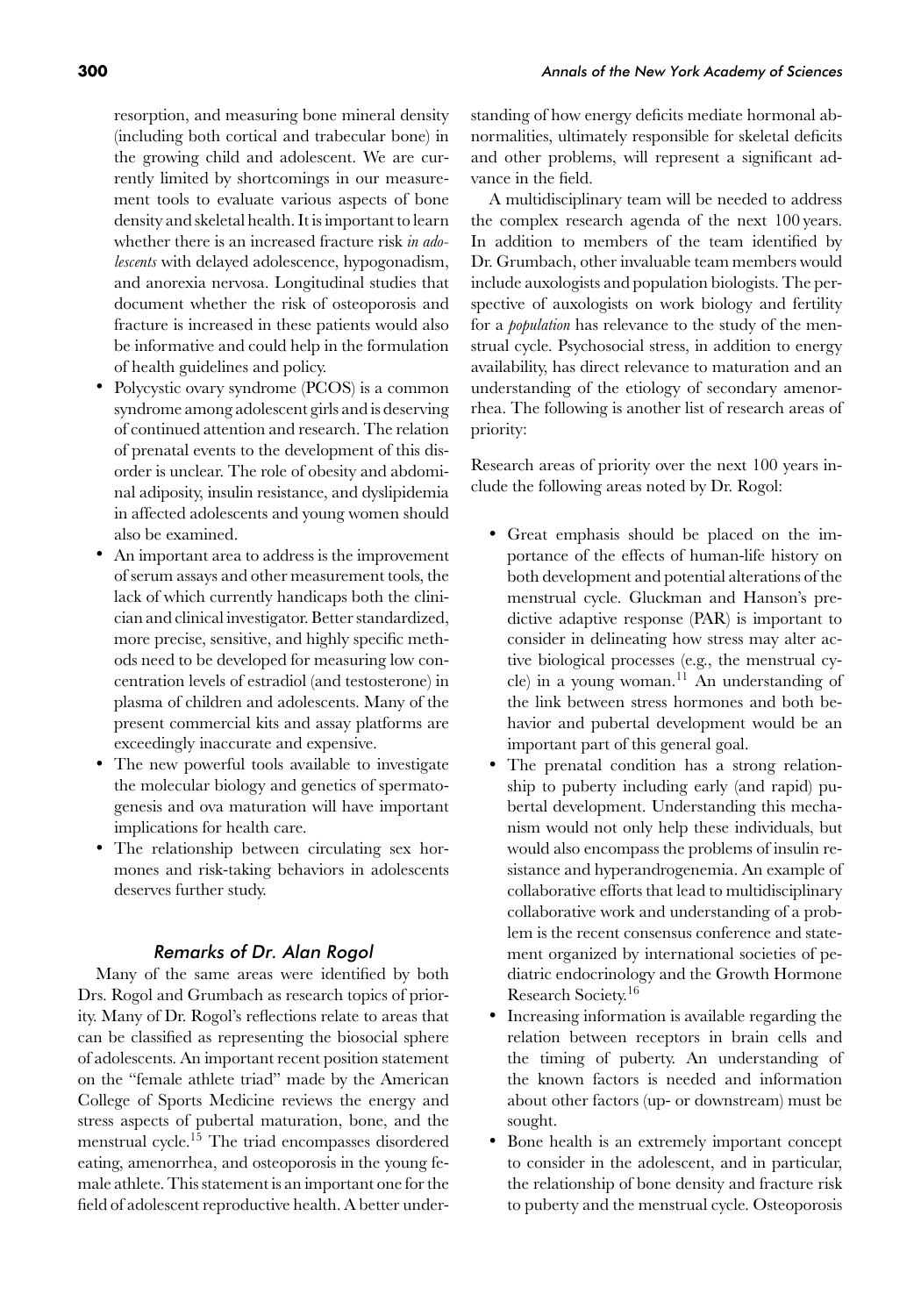resorption, and measuring bone mineral density (including both cortical and trabecular bone) in the growing child and adolescent. We are currently limited by shortcomings in our measurement tools to evaluate various aspects of bone density and skeletal health. It is important to learn whether there is an increased fracture risk *in adolescents* with delayed adolescence, hypogonadism, and anorexia nervosa. Longitudinal studies that document whether the risk of osteoporosis and fracture is increased in these patients would also be informative and could help in the formulation of health guidelines and policy.

- Polycystic ovary syndrome (PCOS) is a common syndrome among adolescent girls and is deserving of continued attention and research. The relation of prenatal events to the development of this disorder is unclear. The role of obesity and abdominal adiposity, insulin resistance, and dyslipidemia in affected adolescents and young women should also be examined.
- An important area to address is the improvement of serum assays and other measurement tools, the lack of which currently handicaps both the clinician and clinical investigator. Better standardized, more precise, sensitive, and highly specific methods need to be developed for measuring low concentration levels of estradiol (and testosterone) in plasma of children and adolescents. Many of the present commercial kits and assay platforms are exceedingly inaccurate and expensive.
- The new powerful tools available to investigate the molecular biology and genetics of spermatogenesis and ova maturation will have important implications for health care.
- The relationship between circulating sex hormones and risk-taking behaviors in adolescents deserves further study.

### Remarks of Dr. Alan Rogol

Many of the same areas were identified by both Drs. Rogol and Grumbach as research topics of priority. Many of Dr. Rogol's reflections relate to areas that can be classified as representing the biosocial sphere of adolescents. An important recent position statement on the "female athlete triad" made by the American College of Sports Medicine reviews the energy and stress aspects of pubertal maturation, bone, and the menstrual cycle.[15] The triad encompasses disordered eating, amenorrhea, and osteoporosis in the young female athlete. This statement is an important one for the field of adolescent reproductive health. A better understanding of how energy deficits mediate hormonal abnormalities, ultimately responsible for skeletal deficits and other problems, will represent a significant advance in the field.

A multidisciplinary team will be needed to address the complex research agenda of the next 100 years. In addition to members of the team identified by Dr. Grumbach, other invaluable team members would include auxologists and population biologists. The perspective of auxologists on work biology and fertility for a *population* has relevance to the study of the menstrual cycle. Psychosocial stress, in addition to energy availability, has direct relevance to maturation and an understanding of the etiology of secondary amenorrhea. The following is another list of research areas of priority:

Research areas of priority over the next 100 years include the following areas noted by Dr. Rogol:

- Great emphasis should be placed on the importance of the effects of human-life history on both development and potential alterations of the menstrual cycle. Gluckman and Hanson's predictive adaptive response (PAR) is important to consider in delineating how stress may alter active biological processes (e.g., the menstrual cycle) in a young woman.[11] An understanding of the link between stress hormones and both behavior and pubertal development would be an important part of this general goal.
- The prenatal condition has a strong relationship to puberty including early (and rapid) pubertal development. Understanding this mechanism would not only help these individuals, but would also encompass the problems of insulin resistance and hyperandrogenemia. An example of collaborative efforts that lead to multidisciplinary collaborative work and understanding of a problem is the recent consensus conference and statement organized by international societies of pediatric endocrinology and the Growth Hormone Research Society.[16]
- Increasing information is available regarding the relation between receptors in brain cells and the timing of puberty. An understanding of the known factors is needed and information about other factors (up- or downstream) must be sought.
- Bone health is an extremely important concept to consider in the adolescent, and in particular, the relationship of bone density and fracture risk to puberty and the menstrual cycle. Osteoporosis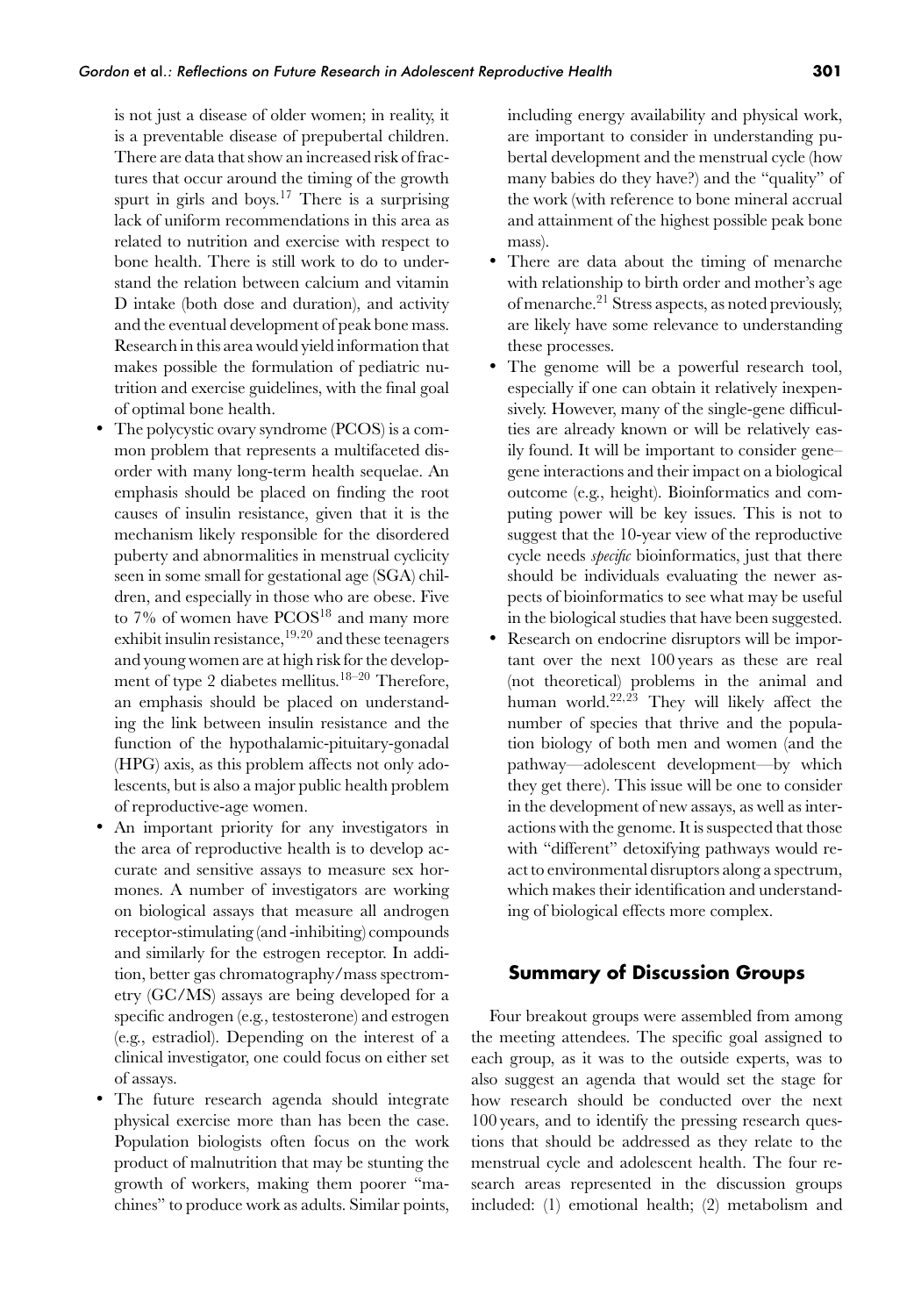is not just a disease of older women; in reality, it is a preventable disease of prepubertal children. There are data that show an increased risk of fractures that occur around the timing of the growth spurt in girls and boys.[17] There is a surprising lack of uniform recommendations in this area as related to nutrition and exercise with respect to bone health. There is still work to do to understand the relation between calcium and vitamin D intake (both dose and duration), and activity and the eventual development of peak bone mass. Research in this area would yield information that makes possible the formulation of pediatric nutrition and exercise guidelines, with the final goal of optimal bone health.

- The polycystic ovary syndrome (PCOS) is a common problem that represents a multifaceted disorder with many long-term health sequelae. An emphasis should be placed on finding the root causes of insulin resistance, given that it is the mechanism likely responsible for the disordered puberty and abnormalities in menstrual cyclicity seen in some small for gestational age (SGA) children, and especially in those who are obese. Five to 7% of women have PCOS[18] and many more exhibit insulin resistance,[19,20] and these teenagers and young women are at high risk for the development of type 2 diabetes mellitus.[18–20] Therefore, an emphasis should be placed on understanding the link between insulin resistance and the function of the hypothalamic-pituitary-gonadal (HPG) axis, as this problem affects not only adolescents, but is also a major public health problem of reproductive-age women.
- An important priority for any investigators in the area of reproductive health is to develop accurate and sensitive assays to measure sex hormones. A number of investigators are working on biological assays that measure all androgen receptor-stimulating (and -inhibiting) compounds and similarly for the estrogen receptor. In addition, better gas chromatography/mass spectrometry (GC/MS) assays are being developed for a specific androgen (e.g., testosterone) and estrogen (e.g., estradiol). Depending on the interest of a clinical investigator, one could focus on either set of assays.
- The future research agenda should integrate physical exercise more than has been the case. Population biologists often focus on the work product of malnutrition that may be stunting the growth of workers, making them poorer "machines" to produce work as adults. Similar points, including energy availability and physical work, are important to consider in understanding pubertal development and the menstrual cycle (how many babies do they have?) and the "quality" of the work (with reference to bone mineral accrual and attainment of the highest possible peak bone mass).
- There are data about the timing of menarche with relationship to birth order and mother's age of menarche.[21] Stress aspects, as noted previously, are likely have some relevance to understanding these processes.
- The genome will be a powerful research tool, especially if one can obtain it relatively inexpensively. However, many of the single-gene difficulties are already known or will be relatively easily found. It will be important to consider gene–gene interactions and their impact on a biological outcome (e.g., height). Bioinformatics and computing power will be key issues. This is not to suggest that the 10-year view of the reproductive cycle needs *specific* bioinformatics, just that there should be individuals evaluating the newer aspects of bioinformatics to see what may be useful in the biological studies that have been suggested.
- Research on endocrine disruptors will be important over the next 100 years as these are real (not theoretical) problems in the animal and human world.[22,23] They will likely affect the number of species that thrive and the population biology of both men and women (and the pathway—adolescent development—by which they get there). This issue will be one to consider in the development of new assays, as well as interactions with the genome. It is suspected that those with "different" detoxifying pathways would react to environmental disruptors along a spectrum, which makes their identification and understanding of biological effects more complex.

## Summary of Discussion Groups

Four breakout groups were assembled from among the meeting attendees. The specific goal assigned to each group, as it was to the outside experts, was to also suggest an agenda that would set the stage for how research should be conducted over the next 100 years, and to identify the pressing research questions that should be addressed as they relate to the menstrual cycle and adolescent health. The four research areas represented in the discussion groups included: (1) emotional health; (2) metabolism and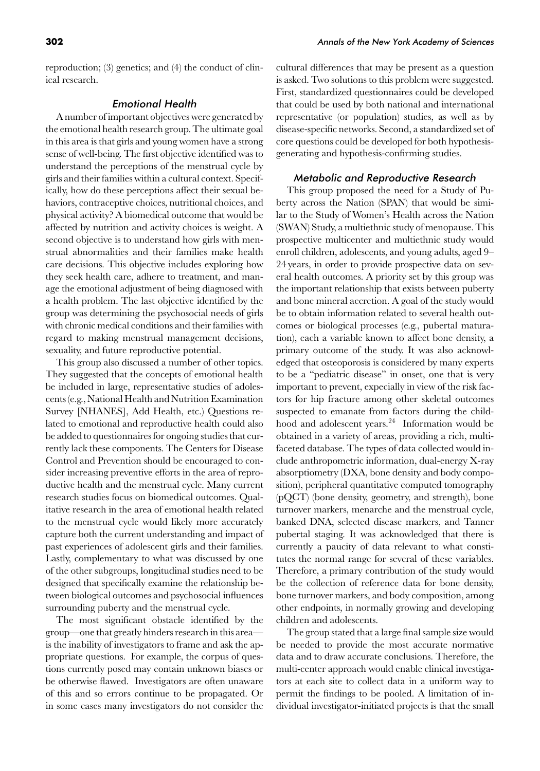reproduction; (3) genetics; and (4) the conduct of clinical research.

### *Emotional Health*

A number of important objectives were generated by the emotional health research group. The ultimate goal in this area is that girls and young women have a strong sense of well-being. The first objective identified was to understand the perceptions of the menstrual cycle by girls and their families within a cultural context. Specifically, how do these perceptions affect their sexual behaviors, contraceptive choices, nutritional choices, and physical activity? A biomedical outcome that would be affected by nutrition and activity choices is weight. A second objective is to understand how girls with menstrual abnormalities and their families make health care decisions. This objective includes exploring how they seek health care, adhere to treatment, and manage the emotional adjustment of being diagnosed with a health problem. The last objective identified by the group was determining the psychosocial needs of girls with chronic medical conditions and their families with regard to making menstrual management decisions, sexuality, and future reproductive potential.

This group also discussed a number of other topics. They suggested that the concepts of emotional health be included in large, representative studies of adolescents (e.g., National Health and Nutrition Examination Survey [NHANES], Add Health, etc.) Questions related to emotional and reproductive health could also be added to questionnaires for ongoing studies that currently lack these components. The Centers for Disease Control and Prevention should be encouraged to consider increasing preventive efforts in the area of reproductive health and the menstrual cycle. Many current research studies focus on biomedical outcomes. Qualitative research in the area of emotional health related to the menstrual cycle would likely more accurately capture both the current understanding and impact of past experiences of adolescent girls and their families. Lastly, complementary to what was discussed by one of the other subgroups, longitudinal studies need to be designed that specifically examine the relationship between biological outcomes and psychosocial influences surrounding puberty and the menstrual cycle.

The most significant obstacle identified by the group—one that greatly hinders research in this area—is the inability of investigators to frame and ask the appropriate questions. For example, the corpus of questions currently posed may contain unknown biases or be otherwise flawed. Investigators are often unaware of this and so errors continue to be propagated. Or in some cases many investigators do not consider the cultural differences that may be present as a question is asked. Two solutions to this problem were suggested. First, standardized questionnaires could be developed that could be used by both national and international representative (or population) studies, as well as by disease-specific networks. Second, a standardized set of core questions could be developed for both hypothesis-generating and hypothesis-confirming studies.

### *Metabolic and Reproductive Research*

This group proposed the need for a Study of Puberty across the Nation (SPAN) that would be similar to the Study of Women's Health across the Nation (SWAN) Study, a multiethnic study of menopause. This prospective multicenter and multiethnic study would enroll children, adolescents, and young adults, aged 9–24 years, in order to provide prospective data on several health outcomes. A priority set by this group was the important relationship that exists between puberty and bone mineral accretion. A goal of the study would be to obtain information related to several health outcomes or biological processes (e.g., pubertal maturation), each a variable known to affect bone density, a primary outcome of the study. It was also acknowledged that osteoporosis is considered by many experts to be a "pediatric disease" in onset, one that is very important to prevent, expecially in view of the risk factors for hip fracture among other skeletal outcomes suspected to emanate from factors during the childhood and adolescent years.[24] Information would be obtained in a variety of areas, providing a rich, multifaceted database. The types of data collected would include anthropometric information, dual-energy X-ray absorptiometry (DXA, bone density and body composition), peripheral quantitative computed tomography (pQCT) (bone density, geometry, and strength), bone turnover markers, menarche and the menstrual cycle, banked DNA, selected disease markers, and Tanner pubertal staging. It was acknowledged that there is currently a paucity of data relevant to what constitutes the normal range for several of these variables. Therefore, a primary contribution of the study would be the collection of reference data for bone density, bone turnover markers, and body composition, among other endpoints, in normally growing and developing children and adolescents.

The group stated that a large final sample size would be needed to provide the most accurate normative data and to draw accurate conclusions. Therefore, the multi-center approach would enable clinical investigators at each site to collect data in a uniform way to permit the findings to be pooled. A limitation of individual investigator-initiated projects is that the small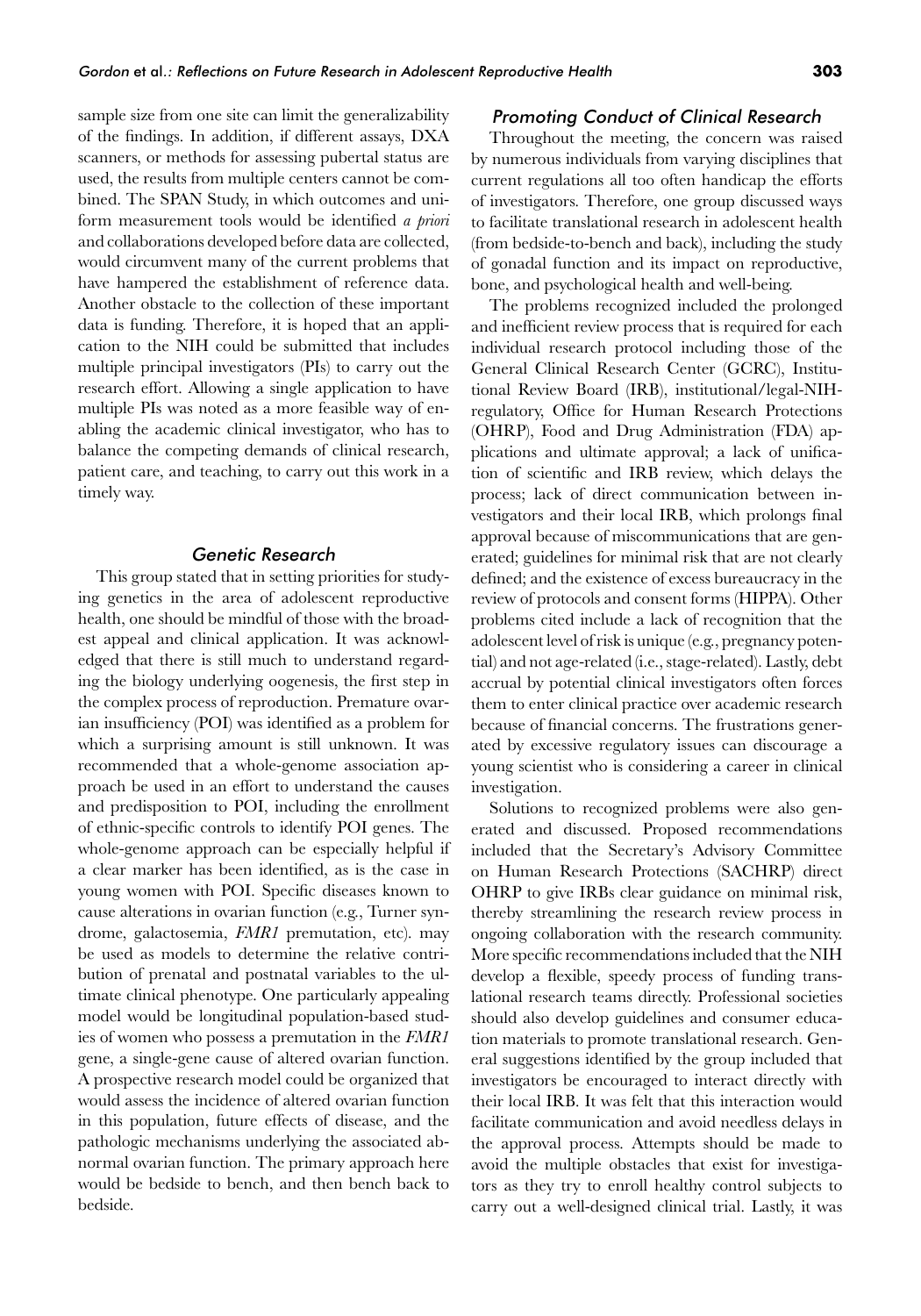sample size from one site can limit the generalizability of the findings. In addition, if different assays, DXA scanners, or methods for assessing pubertal status are used, the results from multiple centers cannot be combined. The SPAN Study, in which outcomes and uniform measurement tools would be identified *a priori* and collaborations developed before data are collected, would circumvent many of the current problems that have hampered the establishment of reference data. Another obstacle to the collection of these important data is funding. Therefore, it is hoped that an application to the NIH could be submitted that includes multiple principal investigators (PIs) to carry out the research effort. Allowing a single application to have multiple PIs was noted as a more feasible way of enabling the academic clinical investigator, who has to balance the competing demands of clinical research, patient care, and teaching, to carry out this work in a timely way.

### *Genetic Research*

This group stated that in setting priorities for studying genetics in the area of adolescent reproductive health, one should be mindful of those with the broadest appeal and clinical application. It was acknowledged that there is still much to understand regarding the biology underlying oogenesis, the first step in the complex process of reproduction. Premature ovarian insufficiency (POI) was identified as a problem for which a surprising amount is still unknown. It was recommended that a whole-genome association approach be used in an effort to understand the causes and predisposition to POI, including the enrollment of ethnic-specific controls to identify POI genes. The whole-genome approach can be especially helpful if a clear marker has been identified, as is the case in young women with POI. Specific diseases known to cause alterations in ovarian function (e.g., Turner syndrome, galactosemia, *FMR1* premutation, etc). may be used as models to determine the relative contribution of prenatal and postnatal variables to the ultimate clinical phenotype. One particularly appealing model would be longitudinal population-based studies of women who possess a premutation in the *FMR1* gene, a single-gene cause of altered ovarian function. A prospective research model could be organized that would assess the incidence of altered ovarian function in this population, future effects of disease, and the pathologic mechanisms underlying the associated abnormal ovarian function. The primary approach here would be bedside to bench, and then bench back to bedside.

### *Promoting Conduct of Clinical Research*

Throughout the meeting, the concern was raised by numerous individuals from varying disciplines that current regulations all too often handicap the efforts of investigators. Therefore, one group discussed ways to facilitate translational research in adolescent health (from bedside-to-bench and back), including the study of gonadal function and its impact on reproductive, bone, and psychological health and well-being.

The problems recognized included the prolonged and inefficient review process that is required for each individual research protocol including those of the General Clinical Research Center (GCRC), Institutional Review Board (IRB), institutional/legal-NIH-regulatory, Office for Human Research Protections (OHRP), Food and Drug Administration (FDA) applications and ultimate approval; a lack of unification of scientific and IRB review, which delays the process; lack of direct communication between investigators and their local IRB, which prolongs final approval because of miscommunications that are generated; guidelines for minimal risk that are not clearly defined; and the existence of excess bureaucracy in the review of protocols and consent forms (HIPPA). Other problems cited include a lack of recognition that the adolescent level of risk is unique (e.g., pregnancy potential) and not age-related (i.e., stage-related). Lastly, debt accrual by potential clinical investigators often forces them to enter clinical practice over academic research because of financial concerns. The frustrations generated by excessive regulatory issues can discourage a young scientist who is considering a career in clinical investigation.

Solutions to recognized problems were also generated and discussed. Proposed recommendations included that the Secretary's Advisory Committee on Human Research Protections (SACHRP) direct OHRP to give IRBs clear guidance on minimal risk, thereby streamlining the research review process in ongoing collaboration with the research community. More specific recommendations included that the NIH develop a flexible, speedy process of funding translational research teams directly. Professional societies should also develop guidelines and consumer education materials to promote translational research. General suggestions identified by the group included that investigators be encouraged to interact directly with their local IRB. It was felt that this interaction would facilitate communication and avoid needless delays in the approval process. Attempts should be made to avoid the multiple obstacles that exist for investigators as they try to enroll healthy control subjects to carry out a well-designed clinical trial. Lastly, it was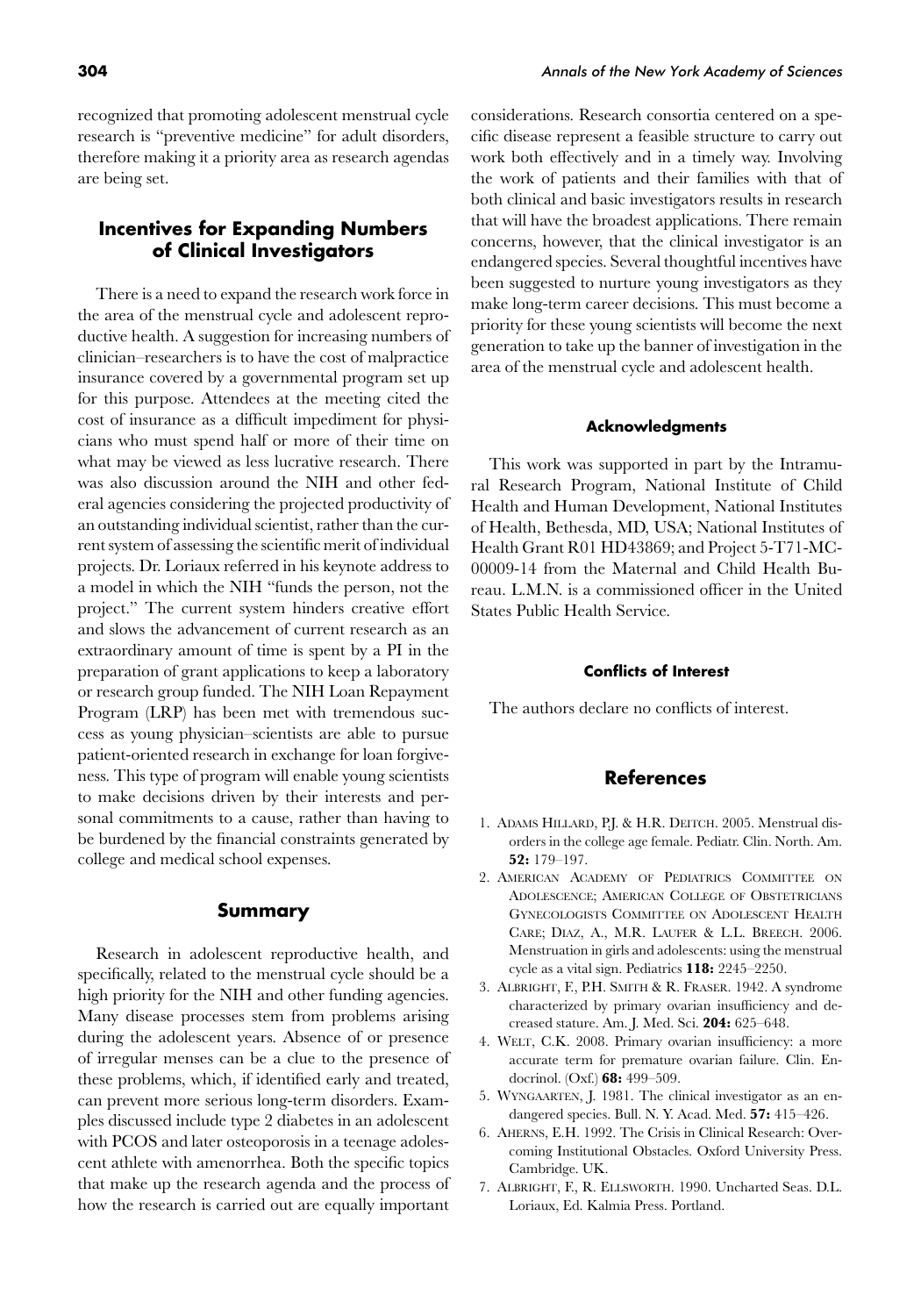recognized that promoting adolescent menstrual cycle research is "preventive medicine" for adult disorders, therefore making it a priority area as research agendas are being set.

## Incentives for Expanding Numbers of Clinical Investigators

There is a need to expand the research work force in the area of the menstrual cycle and adolescent reproductive health. A suggestion for increasing numbers of clinician–researchers is to have the cost of malpractice insurance covered by a governmental program set up for this purpose. Attendees at the meeting cited the cost of insurance as a difficult impediment for physicians who must spend half or more of their time on what may be viewed as less lucrative research. There was also discussion around the NIH and other federal agencies considering the projected productivity of an outstanding individual scientist, rather than the current system of assessing the scientific merit of individual projects. Dr. Loriaux referred in his keynote address to a model in which the NIH "funds the person, not the project." The current system hinders creative effort and slows the advancement of current research as an extraordinary amount of time is spent by a PI in the preparation of grant applications to keep a laboratory or research group funded. The NIH Loan Repayment Program (LRP) has been met with tremendous success as young physician–scientists are able to pursue patient-oriented research in exchange for loan forgiveness. This type of program will enable young scientists to make decisions driven by their interests and personal commitments to a cause, rather than having to be burdened by the financial constraints generated by college and medical school expenses.

## Summary

Research in adolescent reproductive health, and specifically, related to the menstrual cycle should be a high priority for the NIH and other funding agencies. Many disease processes stem from problems arising during the adolescent years. Absence of or presence of irregular menses can be a clue to the presence of these problems, which, if identified early and treated, can prevent more serious long-term disorders. Examples discussed include type 2 diabetes in an adolescent with PCOS and later osteoporosis in a teenage adolescent athlete with amenorrhea. Both the specific topics that make up the research agenda and the process of how the research is carried out are equally important considerations. Research consortia centered on a specific disease represent a feasible structure to carry out work both effectively and in a timely way. Involving the work of patients and their families with that of both clinical and basic investigators results in research that will have the broadest applications. There remain concerns, however, that the clinical investigator is an endangered species. Several thoughtful incentives have been suggested to nurture young investigators as they make long-term career decisions. This must become a priority for these young scientists will become the next generation to take up the banner of investigation in the area of the menstrual cycle and adolescent health.

### Acknowledgments

This work was supported in part by the Intramural Research Program, National Institute of Child Health and Human Development, National Institutes of Health, Bethesda, MD, USA; National Institutes of Health Grant R01 HD43869; and Project 5-T71-MC-00009-14 from the Maternal and Child Health Bureau. L.M.N. is a commissioned officer in the United States Public Health Service.

### Conflicts of Interest

The authors declare no conflicts of interest.

## References

1. Adams Hillard, P.J. & H.R. Deitch. 2005. Menstrual disorders in the college age female. Pediatr. Clin. North. Am. **52:** 179–197.
2. American Academy of Pediatrics Committee on Adolescence; American College of Obstetricians Gynecologists Committee on Adolescent Health Care; Diaz, A., M.R. Laufer & L.L. Breech. 2006. Menstruation in girls and adolescents: using the menstrual cycle as a vital sign. Pediatrics **118:** 2245–2250.
3. Albright, F., P.H. Smith & R. Fraser. 1942. A syndrome characterized by primary ovarian insufficiency and decreased stature. Am. J. Med. Sci. **204:** 625–648.
4. Welt, C.K. 2008. Primary ovarian insufficiency: a more accurate term for premature ovarian failure. Clin. Endocrinol. (Oxf.) **68:** 499–509.
5. Wyngaarten, J. 1981. The clinical investigator as an endangered species. Bull. N. Y. Acad. Med. **57:** 415–426.
6. Aherns, E.H. 1992. The Crisis in Clinical Research: Overcoming Institutional Obstacles. Oxford University Press. Cambridge. UK.
7. Albright, F., R. Ellsworth. 1990. Uncharted Seas. D.L. Loriaux, Ed. Kalmia Press. Portland.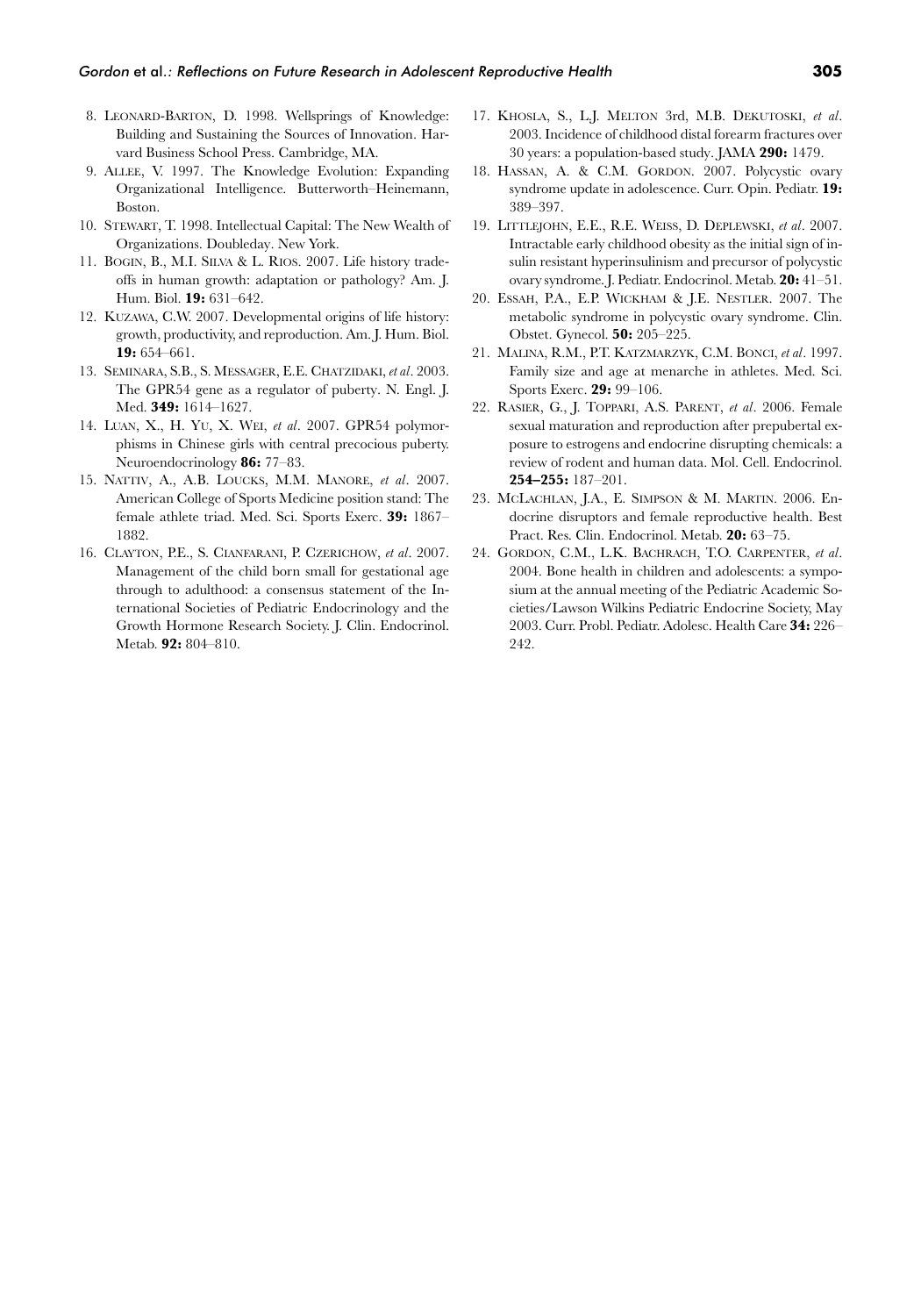8. LEONARD-BARTON, D. 1998. Wellsprings of Knowledge: Building and Sustaining the Sources of Innovation. Harvard Business School Press. Cambridge, MA.
9. ALLEE, V. 1997. The Knowledge Evolution: Expanding Organizational Intelligence. Butterworth–Heinemann, Boston.
10. STEWART, T. 1998. Intellectual Capital: The New Wealth of Organizations. Doubleday. New York.
11. BOGIN, B., M.I. SILVA & L. RIOS. 2007. Life history tradeoffs in human growth: adaptation or pathology? Am. J. Hum. Biol. **19:** 631–642.
12. KUZAWA, C.W. 2007. Developmental origins of life history: growth, productivity, and reproduction. Am. J. Hum. Biol. **19:** 654–661.
13. SEMINARA, S.B., S. MESSAGER, E.E. CHATZIDAKI, *et al*. 2003. The GPR54 gene as a regulator of puberty. N. Engl. J. Med. **349:** 1614–1627.
14. LUAN, X., H. YU, X. WEI, *et al*. 2007. GPR54 polymorphisms in Chinese girls with central precocious puberty. Neuroendocrinology **86:** 77–83.
15. NATTIV, A., A.B. LOUCKS, M.M. MANORE, *et al*. 2007. American College of Sports Medicine position stand: The female athlete triad. Med. Sci. Sports Exerc. **39:** 1867–1882.
16. CLAYTON, P.E., S. CIANFARANI, P. CZERICHOW, *et al*. 2007. Management of the child born small for gestational age through to adulthood: a consensus statement of the International Societies of Pediatric Endocrinology and the Growth Hormone Research Society. J. Clin. Endocrinol. Metab. **92:** 804–810.
17. KHOSLA, S., L.J. MELTON 3rd, M.B. DEKUTOSKI, *et al*. 2003. Incidence of childhood distal forearm fractures over 30 years: a population-based study. JAMA **290:** 1479.
18. HASSAN, A. & C.M. GORDON. 2007. Polycystic ovary syndrome update in adolescence. Curr. Opin. Pediatr. **19:** 389–397.
19. LITTLEJOHN, E.E., R.E. WEISS, D. DEPLEWSKI, *et al*. 2007. Intractable early childhood obesity as the initial sign of insulin resistant hyperinsulinism and precursor of polycystic ovary syndrome. J. Pediatr. Endocrinol. Metab. **20:** 41–51.
20. ESSAH, P.A., E.P. WICKHAM & J.E. NESTLER. 2007. The metabolic syndrome in polycystic ovary syndrome. Clin. Obstet. Gynecol. **50:** 205–225.
21. MALINA, R.M., P.T. KATZMARZYK, C.M. BONCI, *et al*. 1997. Family size and age at menarche in athletes. Med. Sci. Sports Exerc. **29:** 99–106.
22. RASIER, G., J. TOPPARI, A.S. PARENT, *et al*. 2006. Female sexual maturation and reproduction after prepubertal exposure to estrogens and endocrine disrupting chemicals: a review of rodent and human data. Mol. Cell. Endocrinol. **254–255:** 187–201.
23. MCLACHLAN, J.A., E. SIMPSON & M. MARTIN. 2006. Endocrine disruptors and female reproductive health. Best Pract. Res. Clin. Endocrinol. Metab. **20:** 63–75.
24. GORDON, C.M., L.K. BACHRACH, T.O. CARPENTER, *et al*. 2004. Bone health in children and adolescents: a symposium at the annual meeting of the Pediatric Academic Societies/Lawson Wilkins Pediatric Endocrine Society, May 2003. Curr. Probl. Pediatr. Adolesc. Health Care **34:** 226–242.